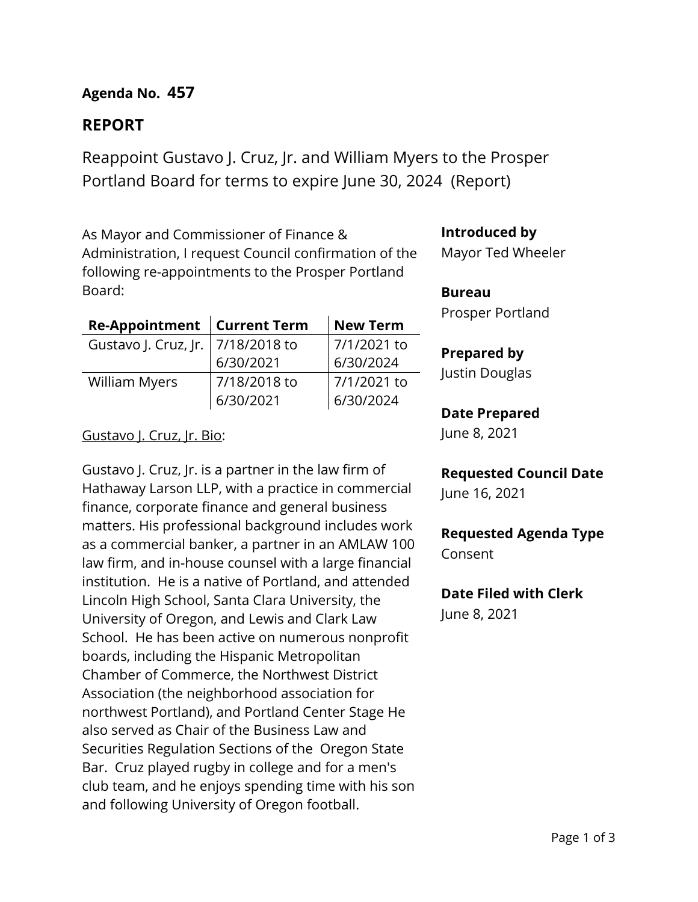**Agenda No. 457**

## REPORT

Reappoint Gustavo J. Cruz, Jr. and William Myers to the Prosper Portland Board for terms to expire June 30, 2024 (Report)

As Mayor and Commissioner of Finance & Administration, I request Council confirmation of the following re-appointments to the Prosper Portland Board:

| Re-Appointment | Current Term | New Term |
|---|---|---|
| Gustavo J. Cruz, Jr. | 7/18/2018 to 6/30/2021 | 7/1/2021 to 6/30/2024 |
| William Myers | 7/18/2018 to 6/30/2021 | 7/1/2021 to 6/30/2024 |

Gustavo J. Cruz, Jr. Bio:

Gustavo J. Cruz, Jr. is a partner in the law firm of Hathaway Larson LLP, with a practice in commercial finance, corporate finance and general business matters. His professional background includes work as a commercial banker, a partner in an AMLAW 100 law firm, and in-house counsel with a large financial institution. He is a native of Portland, and attended Lincoln High School, Santa Clara University, the University of Oregon, and Lewis and Clark Law School. He has been active on numerous nonprofit boards, including the Hispanic Metropolitan Chamber of Commerce, the Northwest District Association (the neighborhood association for northwest Portland), and Portland Center Stage He also served as Chair of the Business Law and Securities Regulation Sections of the Oregon State Bar. Cruz played rugby in college and for a men's club team, and he enjoys spending time with his son and following University of Oregon football.

**Introduced by**
Mayor Ted Wheeler

**Bureau**
Prosper Portland

**Prepared by**
Justin Douglas

**Date Prepared**
June 8, 2021

**Requested Council Date**
June 16, 2021

**Requested Agenda Type**
Consent

**Date Filed with Clerk**
June 8, 2021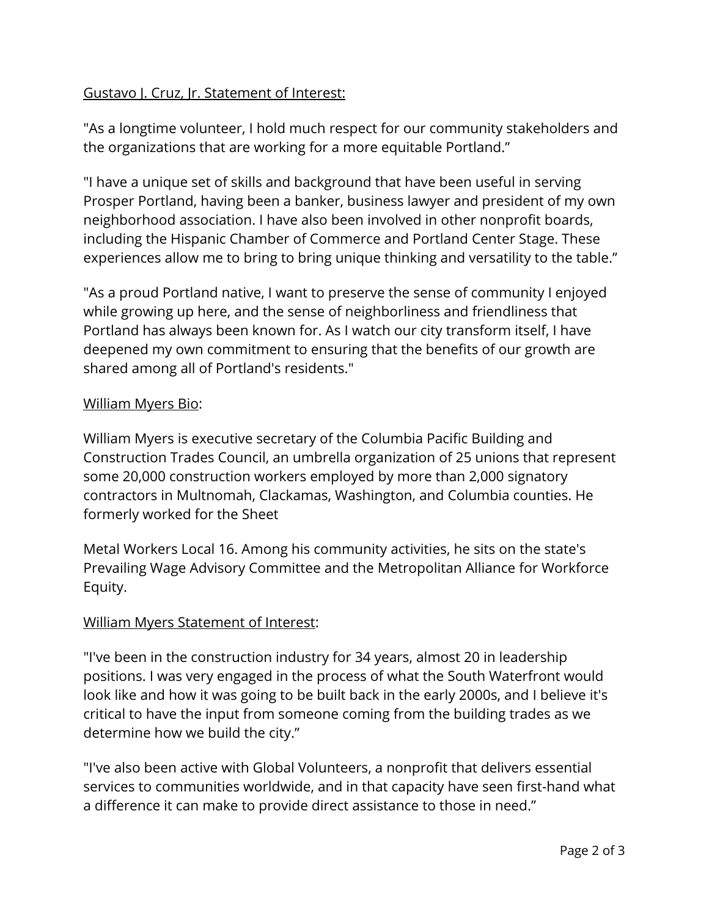Gustavo J. Cruz, Jr. Statement of Interest:

"As a longtime volunteer, I hold much respect for our community stakeholders and the organizations that are working for a more equitable Portland."

"I have a unique set of skills and background that have been useful in serving Prosper Portland, having been a banker, business lawyer and president of my own neighborhood association. I have also been involved in other nonprofit boards, including the Hispanic Chamber of Commerce and Portland Center Stage. These experiences allow me to bring to bring unique thinking and versatility to the table."

"As a proud Portland native, I want to preserve the sense of community I enjoyed while growing up here, and the sense of neighborliness and friendliness that Portland has always been known for. As I watch our city transform itself, I have deepened my own commitment to ensuring that the benefits of our growth are shared among all of Portland's residents."

William Myers Bio:

William Myers is executive secretary of the Columbia Pacific Building and Construction Trades Council, an umbrella organization of 25 unions that represent some 20,000 construction workers employed by more than 2,000 signatory contractors in Multnomah, Clackamas, Washington, and Columbia counties. He formerly worked for the Sheet Metal Workers Local 16. Among his community activities, he sits on the state's Prevailing Wage Advisory Committee and the Metropolitan Alliance for Workforce Equity.

William Myers Statement of Interest:

"I've been in the construction industry for 34 years, almost 20 in leadership positions. I was very engaged in the process of what the South Waterfront would look like and how it was going to be built back in the early 2000s, and I believe it's critical to have the input from someone coming from the building trades as we determine how we build the city."

"I've also been active with Global Volunteers, a nonprofit that delivers essential services to communities worldwide, and in that capacity have seen first-hand what a difference it can make to provide direct assistance to those in need."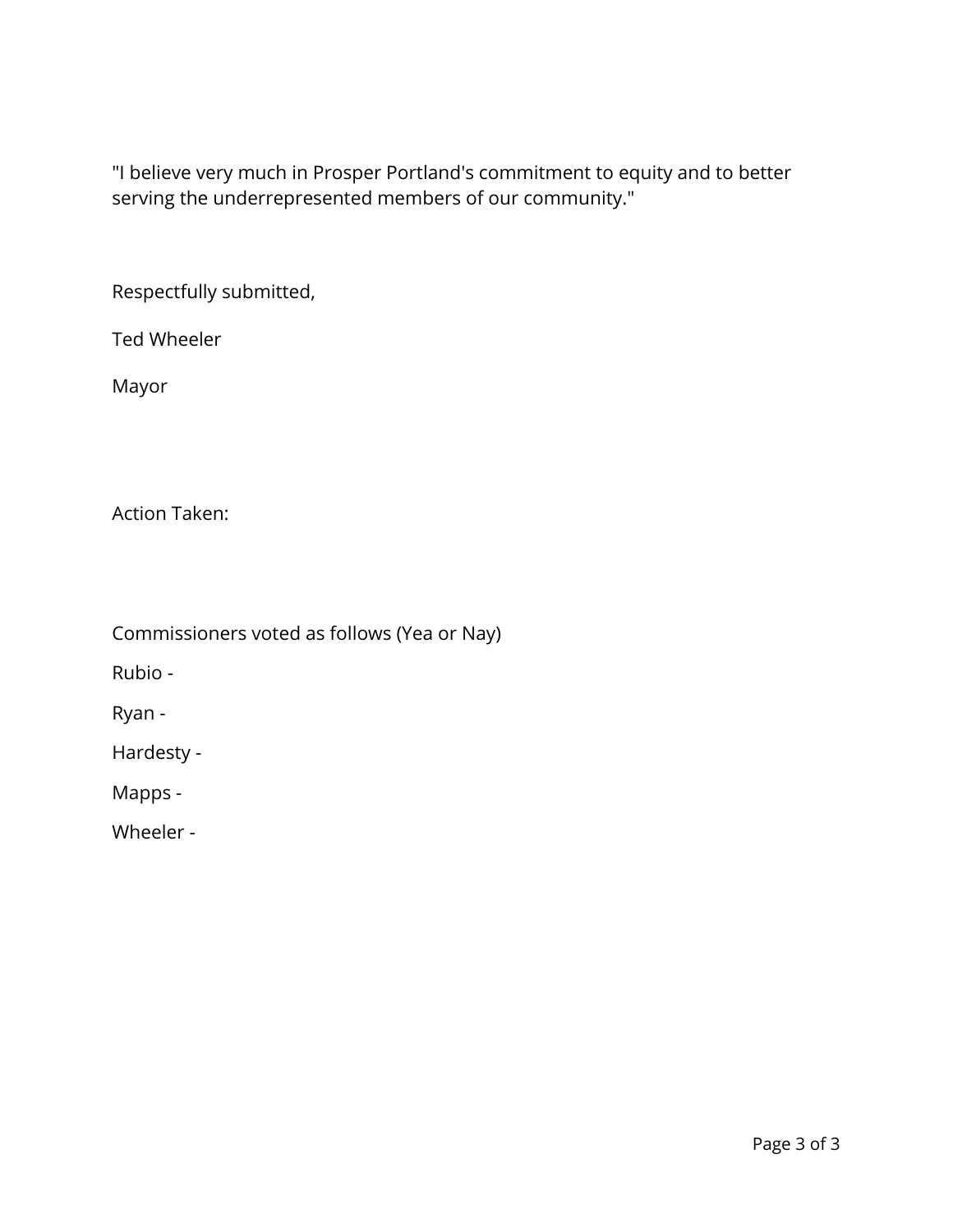"I believe very much in Prosper Portland's commitment to equity and to better serving the underrepresented members of our community."

Respectfully submitted,

Ted Wheeler

Mayor

Action Taken:

Commissioners voted as follows (Yea or Nay)

Rubio -

Ryan -

Hardesty -

Mapps -

Wheeler -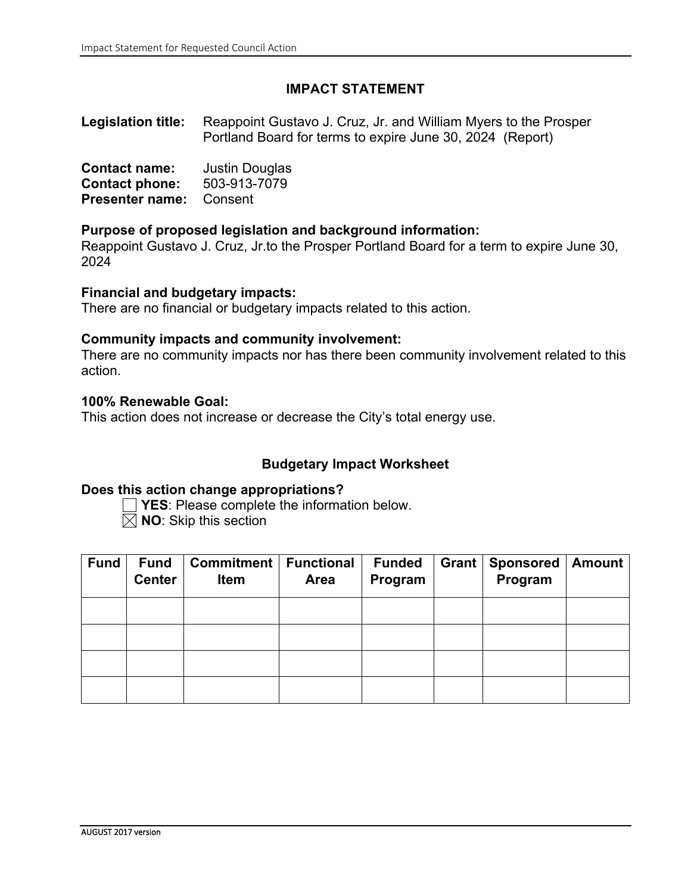# IMPACT STATEMENT

**Legislation title:** Reappoint Gustavo J. Cruz, Jr. and William Myers to the Prosper Portland Board for terms to expire June 30, 2024 (Report)

**Contact name:** Justin Douglas
**Contact phone:** 503-913-7079
**Presenter name:** Consent

**Purpose of proposed legislation and background information:**
Reappoint Gustavo J. Cruz, Jr.to the Prosper Portland Board for a term to expire June 30, 2024

**Financial and budgetary impacts:**
There are no financial or budgetary impacts related to this action.

**Community impacts and community involvement:**
There are no community impacts nor has there been community involvement related to this action.

**100% Renewable Goal:**
This action does not increase or decrease the City's total energy use.

## Budgetary Impact Worksheet

**Does this action change appropriations?**

☐ **YES**: Please complete the information below.
☒ **NO**: Skip this section

| Fund | Fund Center | Commitment Item | Functional Area | Funded Program | Grant | Sponsored Program | Amount |
|---|---|---|---|---|---|---|---|
| | | | | | | | |
| | | | | | | | |
| | | | | | | | |
| | | | | | | | |